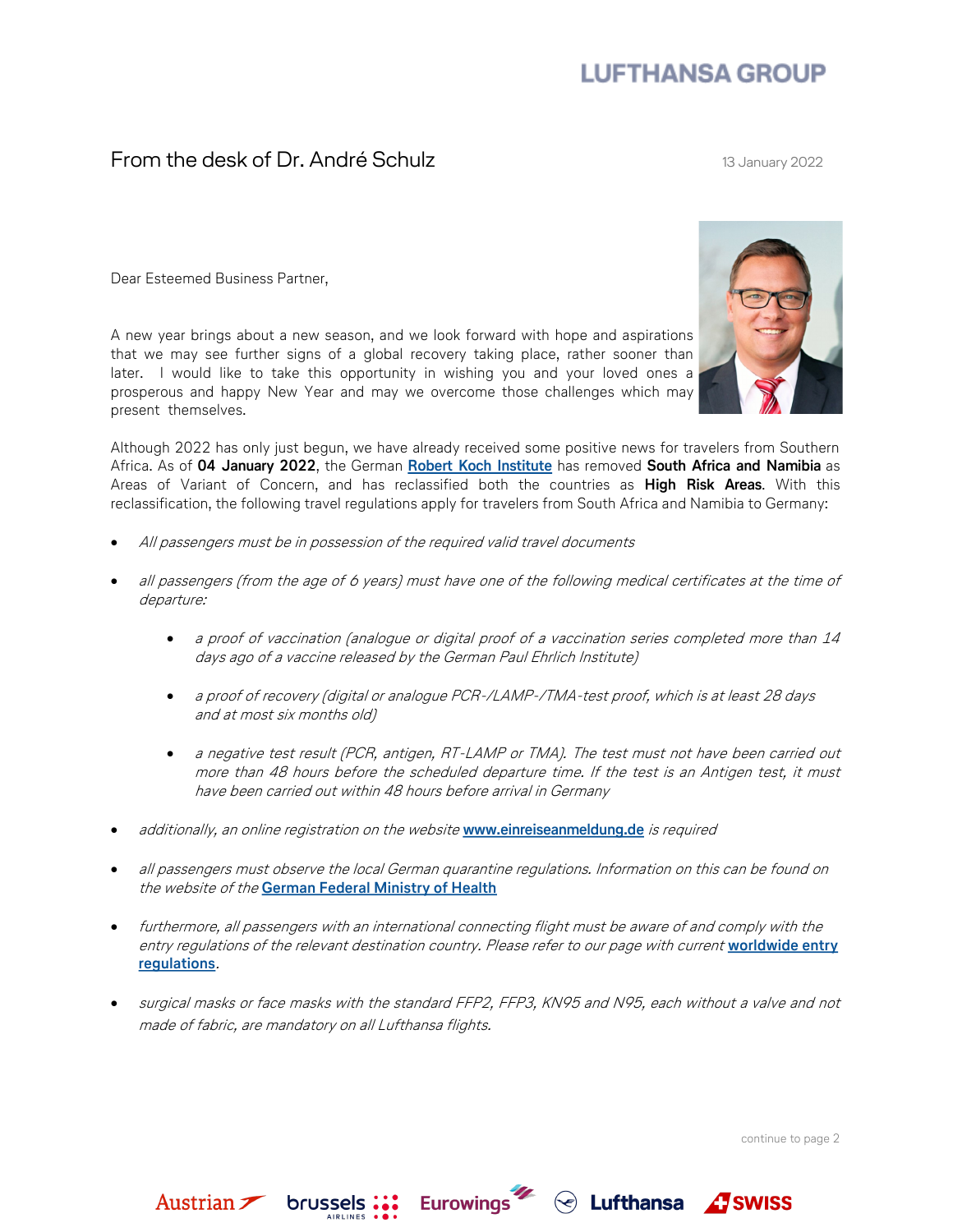LUFTHANSA GROUP

From the desk of Dr. André Schulz

13 January 2022

Dear Esteemed Business Partner,

A new year brings about a new season, and we look forward with hope and aspirations that we may see further signs of a global recovery taking place, rather sooner than later. I would like to take this opportunity in wishing you and your loved ones a prosperous and happy New Year and may we overcome those challenges which may present themselves.

Although 2022 has only just begun, we have already received some positive news for travelers from Southern Africa. As of **04 January 2022**, the German [Robert Koch Institute]() has removed **South Africa and Namibia** as Areas of Variant of Concern, and has reclassified both the countries as **High Risk Areas**. With this reclassification, the following travel regulations apply for travelers from South Africa and Namibia to Germany:

- *All passengers must be in possession of the required valid travel documents*
- *all passengers (from the age of 6 years) must have one of the following medical certificates at the time of departure:*
  - *a proof of vaccination (analogue or digital proof of a vaccination series completed more than 14 days ago of a vaccine released by the German Paul Ehrlich Institute)*
  - *a proof of recovery (digital or analogue PCR-/LAMP-/TMA-test proof, which is at least 28 days and at most six months old)*
  - *a negative test result (PCR, antigen, RT-LAMP or TMA). The test must not have been carried out more than 48 hours before the scheduled departure time. If the test is an Antigen test, it must have been carried out within 48 hours before arrival in Germany*
- *additionally, an online registration on the website* **www.einreiseanmeldung.de** *is required*
- *all passengers must observe the local German quarantine regulations. Information on this can be found on the website of the* **German Federal Ministry of Health**
- *furthermore, all passengers with an international connecting flight must be aware of and comply with the entry regulations of the relevant destination country. Please refer to our page with current* **worldwide entry regulations**.
- *surgical masks or face masks with the standard FFP2, FFP3, KN95 and N95, each without a valve and not made of fabric, are mandatory on all Lufthansa flights.*

continue to page 2

Austrian · brussels AIRLINES · Eurowings · Lufthansa · SWISS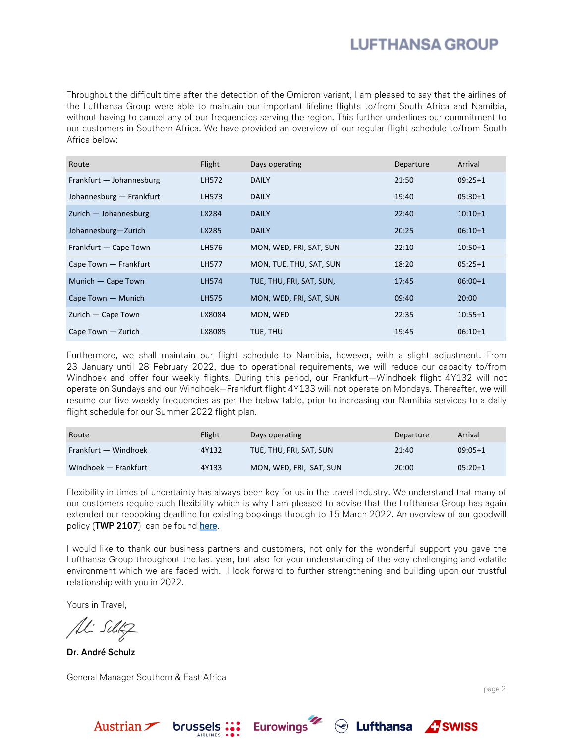Throughout the difficult time after the detection of the Omicron variant, I am pleased to say that the airlines of the Lufthansa Group were able to maintain our important lifeline flights to/from South Africa and Namibia, without having to cancel any of our frequencies serving the region. This further underlines our commitment to our customers in Southern Africa. We have provided an overview of our regular flight schedule to/from South Africa below:

| Route | Flight | Days operating | Departure | Arrival |
|---|---|---|---|---|
| Frankfurt — Johannesburg | LH572 | DAILY | 21:50 | 09:25+1 |
| Johannesburg — Frankfurt | LH573 | DAILY | 19:40 | 05:30+1 |
| Zurich — Johannesburg | LX284 | DAILY | 22:40 | 10:10+1 |
| Johannesburg—Zurich | LX285 | DAILY | 20:25 | 06:10+1 |
| Frankfurt — Cape Town | LH576 | MON, WED, FRI, SAT, SUN | 22:10 | 10:50+1 |
| Cape Town — Frankfurt | LH577 | MON, TUE, THU, SAT, SUN | 18:20 | 05:25+1 |
| Munich — Cape Town | LH574 | TUE, THU, FRI, SAT, SUN, | 17:45 | 06:00+1 |
| Cape Town — Munich | LH575 | MON, WED, FRI, SAT, SUN | 09:40 | 20:00 |
| Zurich — Cape Town | LX8084 | MON, WED | 22:35 | 10:55+1 |
| Cape Town — Zurich | LX8085 | TUE, THU | 19:45 | 06:10+1 |

Furthermore, we shall maintain our flight schedule to Namibia, however, with a slight adjustment. From 23 January until 28 February 2022, due to operational requirements, we will reduce our capacity to/from Windhoek and offer four weekly flights. During this period, our Frankfurt—Windhoek flight 4Y132 will not operate on Sundays and our Windhoek—Frankfurt flight 4Y133 will not operate on Mondays. Thereafter, we will resume our five weekly frequencies as per the below table, prior to increasing our Namibia services to a daily flight schedule for our Summer 2022 flight plan.

| Route | Flight | Days operating | Departure | Arrival |
|---|---|---|---|---|
| Frankfurt — Windhoek | 4Y132 | TUE, THU, FRI, SAT, SUN | 21:40 | 09:05+1 |
| Windhoek — Frankfurt | 4Y133 | MON, WED, FRI, SAT, SUN | 20:00 | 05:20+1 |

Flexibility in times of uncertainty has always been key for us in the travel industry. We understand that many of our customers require such flexibility which is why I am pleased to advise that the Lufthansa Group has again extended our rebooking deadline for existing bookings through to 15 March 2022. An overview of our goodwill policy (**TWP 2107**) can be found **here**.

I would like to thank our business partners and customers, not only for the wonderful support you gave the Lufthansa Group throughout the last year, but also for your understanding of the very challenging and volatile environment which we are faced with. I look forward to further strengthening and building upon our trustful relationship with you in 2022.

Yours in Travel,

**Dr. André Schulz**

General Manager Southern & East Africa